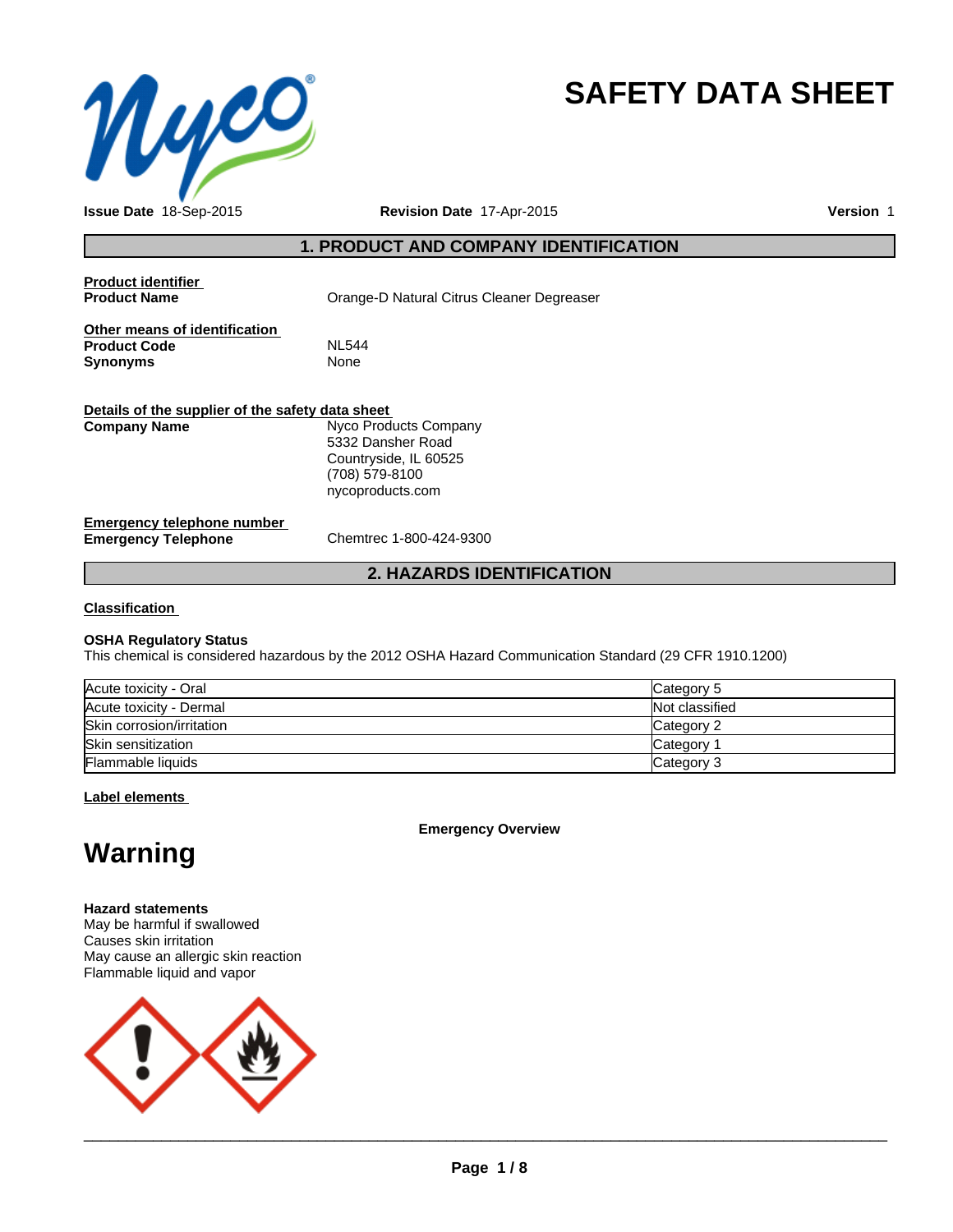# SAFETY DATA SHEET

**Issue Date** 18-Sep-2015 **Revision Date** 17-Apr-2015 **Version** 1

## 1. PRODUCT AND COMPANY IDENTIFICATION

**Product identifier**

| | |
|---|---|
| **Product Name** | Orange-D Natural Citrus Cleaner Degreaser |

**Other means of identification**

| | |
|---|---|
| **Product Code** | NL544 |
| **Synonyms** | None |

**Details of the supplier of the safety data sheet**

| | |
|---|---|
| **Company Name** | Nyco Products Company<br>5332 Dansher Road<br>Countryside, IL 60525<br>(708) 579-8100<br>nycoproducts.com |

**Emergency telephone number**

| | |
|---|---|
| **Emergency Telephone** | Chemtrec 1-800-424-9300 |

## 2. HAZARDS IDENTIFICATION

**Classification**

**OSHA Regulatory Status**

This chemical is considered hazardous by the 2012 OSHA Hazard Communication Standard (29 CFR 1910.1200)

| Hazard | Category |
|---|---|
| Acute toxicity - Oral | Category 5 |
| Acute toxicity - Dermal | Not classified |
| Skin corrosion/irritation | Category 2 |
| Skin sensitization | Category 1 |
| Flammable liquids | Category 3 |

**Label elements**

**Emergency Overview**

# Warning

**Hazard statements**

May be harmful if swallowed
Causes skin irritation
May cause an allergic skin reaction
Flammable liquid and vapor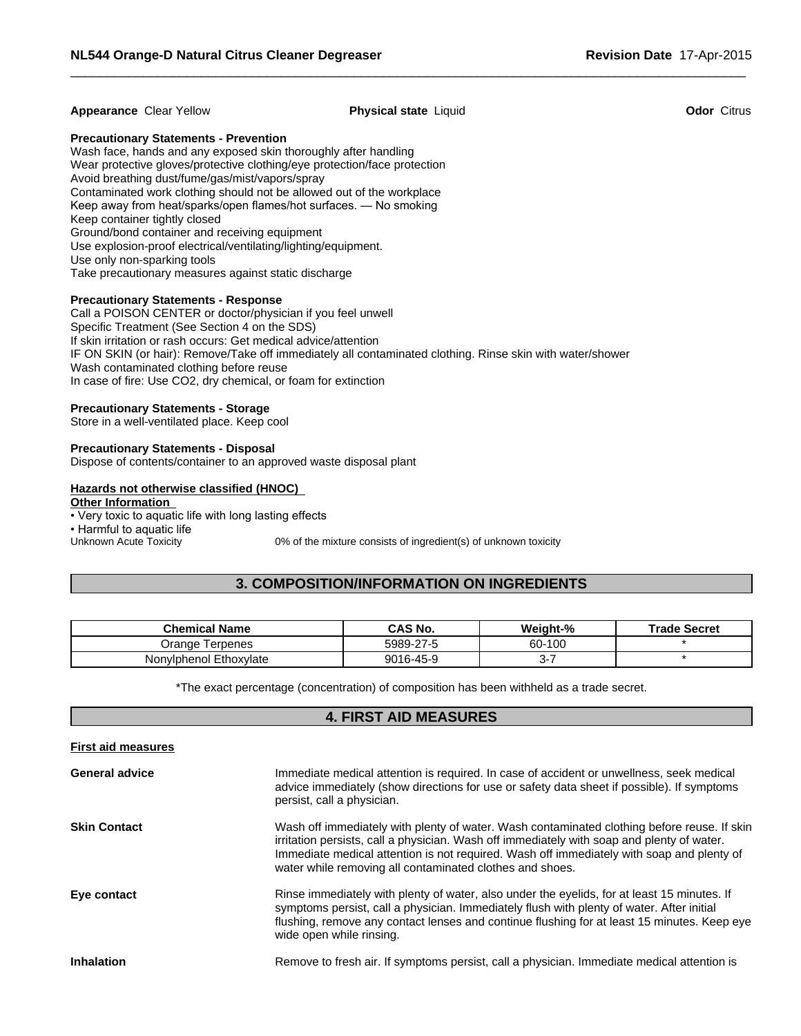**Appearance** Clear Yellow **Physical state** Liquid **Odor** Citrus

**Precautionary Statements - Prevention**
Wash face, hands and any exposed skin thoroughly after handling
Wear protective gloves/protective clothing/eye protection/face protection
Avoid breathing dust/fume/gas/mist/vapors/spray
Contaminated work clothing should not be allowed out of the workplace
Keep away from heat/sparks/open flames/hot surfaces. — No smoking
Keep container tightly closed
Ground/bond container and receiving equipment
Use explosion-proof electrical/ventilating/lighting/equipment.
Use only non-sparking tools
Take precautionary measures against static discharge

**Precautionary Statements - Response**
Call a POISON CENTER or doctor/physician if you feel unwell
Specific Treatment (See Section 4 on the SDS)
If skin irritation or rash occurs: Get medical advice/attention
IF ON SKIN (or hair): Remove/Take off immediately all contaminated clothing. Rinse skin with water/shower
Wash contaminated clothing before reuse
In case of fire: Use CO2, dry chemical, or foam for extinction

**Precautionary Statements - Storage**
Store in a well-ventilated place. Keep cool

**Precautionary Statements - Disposal**
Dispose of contents/container to an approved waste disposal plant

**Hazards not otherwise classified (HNOC)**
**Other Information**
- Very toxic to aquatic life with long lasting effects
- Harmful to aquatic life

Unknown Acute Toxicity 0% of the mixture consists of ingredient(s) of unknown toxicity

## 3. COMPOSITION/INFORMATION ON INGREDIENTS

| Chemical Name | CAS No. | Weight-% | Trade Secret |
|---|---|---|---|
| Orange Terpenes | 5989-27-5 | 60-100 | * |
| Nonylphenol Ethoxylate | 9016-45-9 | 3-7 | * |

*The exact percentage (concentration) of composition has been withheld as a trade secret.

## 4. FIRST AID MEASURES

**First aid measures**

**General advice** Immediate medical attention is required. In case of accident or unwellness, seek medical advice immediately (show directions for use or safety data sheet if possible). If symptoms persist, call a physician.

**Skin Contact** Wash off immediately with plenty of water. Wash contaminated clothing before reuse. If skin irritation persists, call a physician. Wash off immediately with soap and plenty of water. Immediate medical attention is not required. Wash off immediately with soap and plenty of water while removing all contaminated clothes and shoes.

**Eye contact** Rinse immediately with plenty of water, also under the eyelids, for at least 15 minutes. If symptoms persist, call a physician. Immediately flush with plenty of water. After initial flushing, remove any contact lenses and continue flushing for at least 15 minutes. Keep eye wide open while rinsing.

**Inhalation** Remove to fresh air. If symptoms persist, call a physician. Immediate medical attention is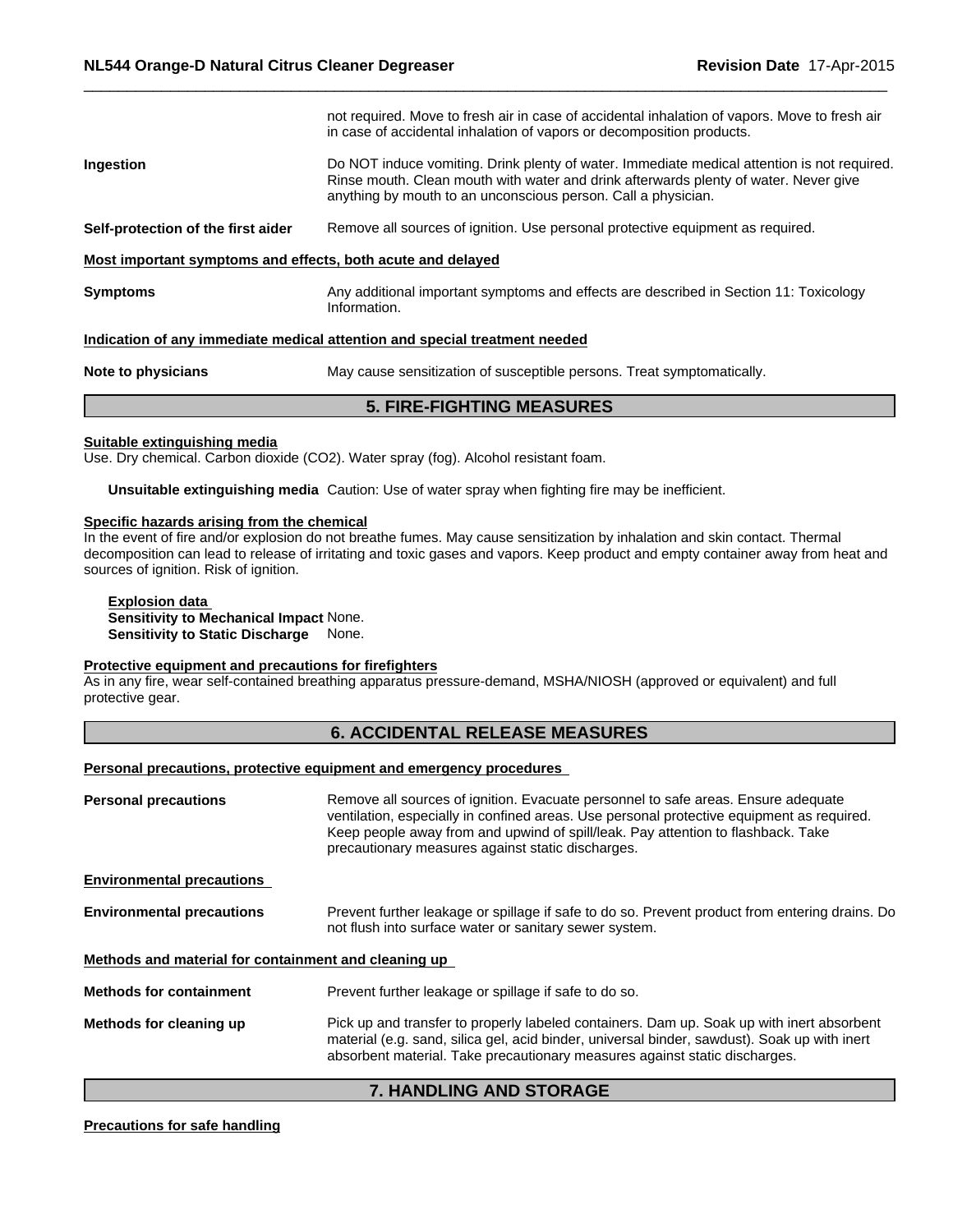not required. Move to fresh air in case of accidental inhalation of vapors. Move to fresh air in case of accidental inhalation of vapors or decomposition products.

**Ingestion** Do NOT induce vomiting. Drink plenty of water. Immediate medical attention is not required. Rinse mouth. Clean mouth with water and drink afterwards plenty of water. Never give anything by mouth to an unconscious person. Call a physician.

**Self-protection of the first aider** Remove all sources of ignition. Use personal protective equipment as required.

**Most important symptoms and effects, both acute and delayed**

**Symptoms** Any additional important symptoms and effects are described in Section 11: Toxicology Information.

**Indication of any immediate medical attention and special treatment needed**

**Note to physicians** May cause sensitization of susceptible persons. Treat symptomatically.

## 5. FIRE-FIGHTING MEASURES

**Suitable extinguishing media**

Use. Dry chemical. Carbon dioxide ($CO_2$). Water spray (fog). Alcohol resistant foam.

**Unsuitable extinguishing media** Caution: Use of water spray when fighting fire may be inefficient.

**Specific hazards arising from the chemical**

In the event of fire and/or explosion do not breathe fumes. May cause sensitization by inhalation and skin contact. Thermal decomposition can lead to release of irritating and toxic gases and vapors. Keep product and empty container away from heat and sources of ignition. Risk of ignition.

**Explosion data**

**Sensitivity to Mechanical Impact** None.

**Sensitivity to Static Discharge** None.

**Protective equipment and precautions for firefighters**

As in any fire, wear self-contained breathing apparatus pressure-demand, MSHA/NIOSH (approved or equivalent) and full protective gear.

## 6. ACCIDENTAL RELEASE MEASURES

**Personal precautions, protective equipment and emergency procedures**

**Personal precautions** Remove all sources of ignition. Evacuate personnel to safe areas. Ensure adequate ventilation, especially in confined areas. Use personal protective equipment as required. Keep people away from and upwind of spill/leak. Pay attention to flashback. Take precautionary measures against static discharges.

**Environmental precautions**

**Environmental precautions** Prevent further leakage or spillage if safe to do so. Prevent product from entering drains. Do not flush into surface water or sanitary sewer system.

**Methods and material for containment and cleaning up**

**Methods for containment** Prevent further leakage or spillage if safe to do so.

**Methods for cleaning up** Pick up and transfer to properly labeled containers. Dam up. Soak up with inert absorbent material (e.g. sand, silica gel, acid binder, universal binder, sawdust). Soak up with inert absorbent material. Take precautionary measures against static discharges.

## 7. HANDLING AND STORAGE

**Precautions for safe handling**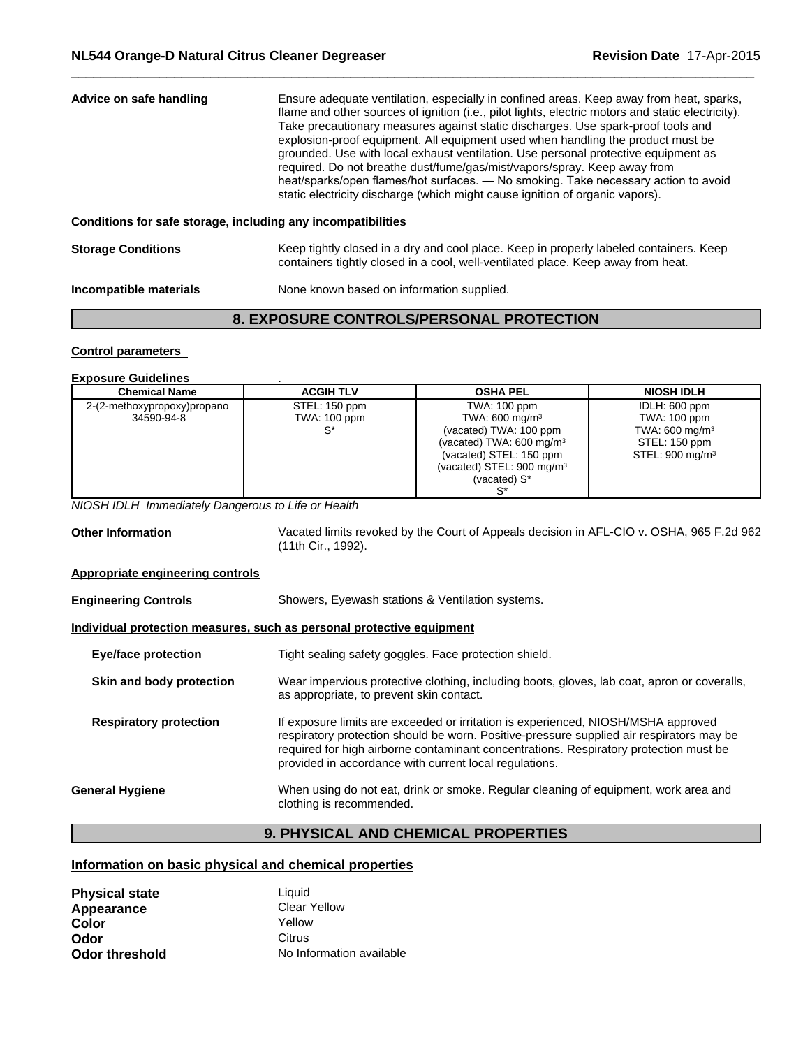**Advice on safe handling** Ensure adequate ventilation, especially in confined areas. Keep away from heat, sparks, flame and other sources of ignition (i.e., pilot lights, electric motors and static electricity). Take precautionary measures against static discharges. Use spark-proof tools and explosion-proof equipment. All equipment used when handling the product must be grounded. Use with local exhaust ventilation. Use personal protective equipment as required. Do not breathe dust/fume/gas/mist/vapors/spray. Keep away from heat/sparks/open flames/hot surfaces. — No smoking. Take necessary action to avoid static electricity discharge (which might cause ignition of organic vapors).

**Conditions for safe storage, including any incompatibilities**

**Storage Conditions** Keep tightly closed in a dry and cool place. Keep in properly labeled containers. Keep containers tightly closed in a cool, well-ventilated place. Keep away from heat.

**Incompatible materials** None known based on information supplied.

## 8. EXPOSURE CONTROLS/PERSONAL PROTECTION

**Control parameters**

**Exposure Guidelines** .

| Chemical Name | ACGIH TLV | OSHA PEL | NIOSH IDLH |
|---|---|---|---|
| 2-(2-methoxypropoxy)propano<br>34590-94-8 | STEL: 150 ppm<br>TWA: 100 ppm<br>S* | TWA: 100 ppm<br>TWA: 600 mg/m³<br>(vacated) TWA: 100 ppm<br>(vacated) TWA: 600 mg/m³<br>(vacated) STEL: 150 ppm<br>(vacated) STEL: 900 mg/m³<br>(vacated) S*<br>S* | IDLH: 600 ppm<br>TWA: 100 ppm<br>TWA: 600 mg/m³<br>STEL: 150 ppm<br>STEL: 900 mg/m³ |

*NIOSH IDLH Immediately Dangerous to Life or Health*

**Other Information** Vacated limits revoked by the Court of Appeals decision in AFL-CIO v. OSHA, 965 F.2d 962 (11th Cir., 1992).

**Appropriate engineering controls**

**Engineering Controls** Showers, Eyewash stations & Ventilation systems.

**Individual protection measures, such as personal protective equipment**

**Eye/face protection** Tight sealing safety goggles. Face protection shield.

**Skin and body protection** Wear impervious protective clothing, including boots, gloves, lab coat, apron or coveralls, as appropriate, to prevent skin contact.

**Respiratory protection** If exposure limits are exceeded or irritation is experienced, NIOSH/MSHA approved respiratory protection should be worn. Positive-pressure supplied air respirators may be required for high airborne contaminant concentrations. Respiratory protection must be provided in accordance with current local regulations.

**General Hygiene** When using do not eat, drink or smoke. Regular cleaning of equipment, work area and clothing is recommended.

## 9. PHYSICAL AND CHEMICAL PROPERTIES

**Information on basic physical and chemical properties**

**Physical state** Liquid
**Appearance** Clear Yellow
**Color** Yellow
**Odor** Citrus
**Odor threshold** No Information available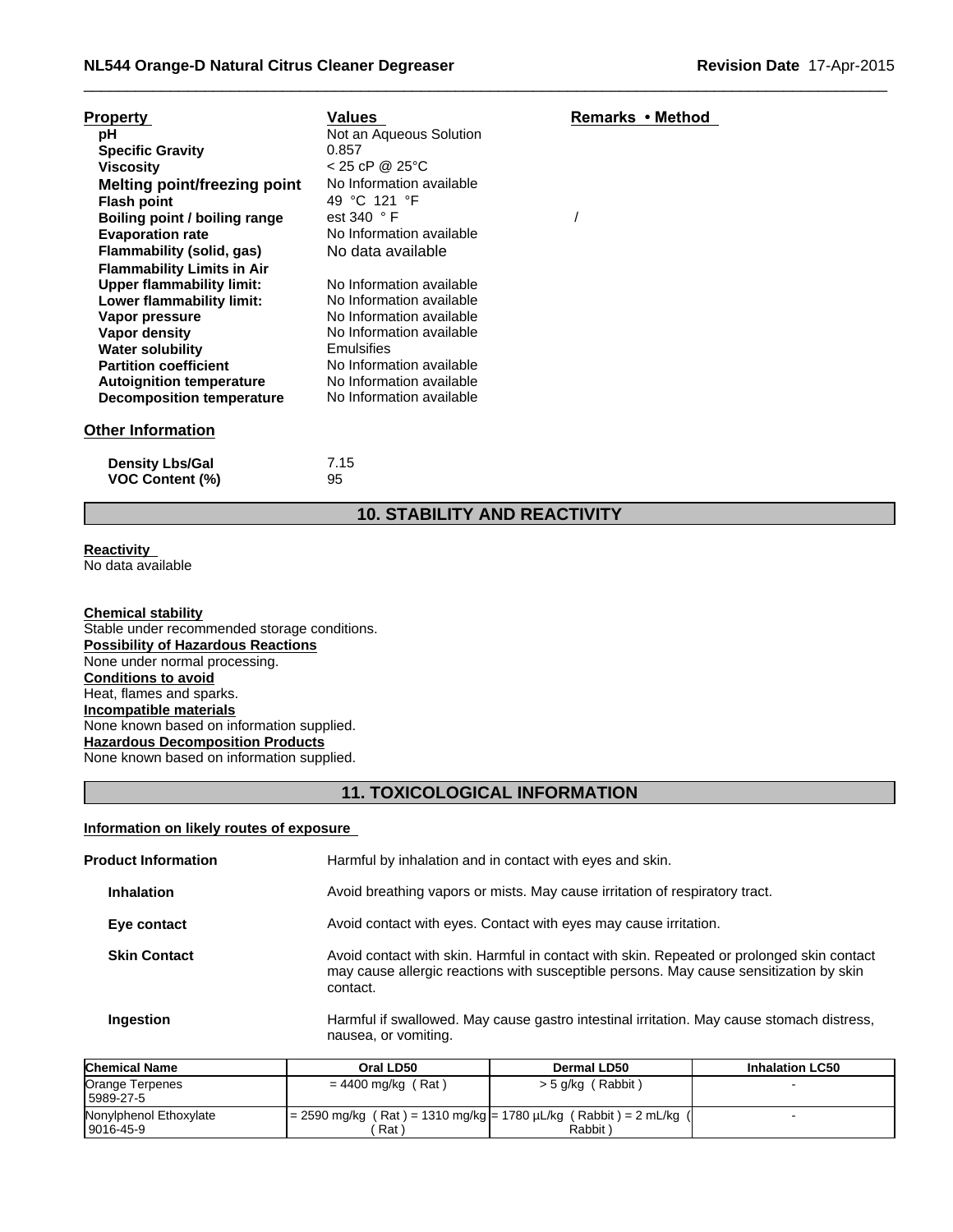| Property | Values | Remarks • Method |
|---|---|---|
| **pH** | Not an Aqueous Solution | |
| **Specific Gravity** | 0.857 | |
| **Viscosity** | < 25 cP @ 25°C | |
| **Melting point/freezing point** | No Information available | |
| **Flash point** | 49 °C 121 °F | |
| **Boiling point / boiling range** | est 340 ° F | / |
| **Evaporation rate** | No Information available | |
| **Flammability (solid, gas)** | No data available | |
| **Flammability Limits in Air** | | |
| **Upper flammability limit:** | No Information available | |
| **Lower flammability limit:** | No Information available | |
| **Vapor pressure** | No Information available | |
| **Vapor density** | No Information available | |
| **Water solubility** | Emulsifies | |
| **Partition coefficient** | No Information available | |
| **Autoignition temperature** | No Information available | |
| **Decomposition temperature** | No Information available | |

**Other Information**

| | |
|---|---|
| **Density Lbs/Gal** | 7.15 |
| **VOC Content (%)** | 95 |

## 10. STABILITY AND REACTIVITY

**Reactivity**
No data available

**Chemical stability**
Stable under recommended storage conditions.
**Possibility of Hazardous Reactions**
None under normal processing.
**Conditions to avoid**
Heat, flames and sparks.
**Incompatible materials**
None known based on information supplied.
**Hazardous Decomposition Products**
None known based on information supplied.

## 11. TOXICOLOGICAL INFORMATION

**Information on likely routes of exposure**

**Product Information** Harmful by inhalation and in contact with eyes and skin.

**Inhalation** Avoid breathing vapors or mists. May cause irritation of respiratory tract.

**Eye contact** Avoid contact with eyes. Contact with eyes may cause irritation.

**Skin Contact** Avoid contact with skin. Harmful in contact with skin. Repeated or prolonged skin contact may cause allergic reactions with susceptible persons. May cause sensitization by skin contact.

**Ingestion** Harmful if swallowed. May cause gastro intestinal irritation. May cause stomach distress, nausea, or vomiting.

| Chemical Name | Oral LD50 | Dermal LD50 | Inhalation LC50 |
|---|---|---|---|
| Orange Terpenes<br>5989-27-5 | = 4400 mg/kg ( Rat ) | > 5 g/kg ( Rabbit ) | - |
| Nonylphenol Ethoxylate<br>9016-45-9 | = 2590 mg/kg ( Rat ) = 1310 mg/kg ( Rat ) | = 1780 µL/kg ( Rabbit ) = 2 mL/kg ( Rabbit ) | - |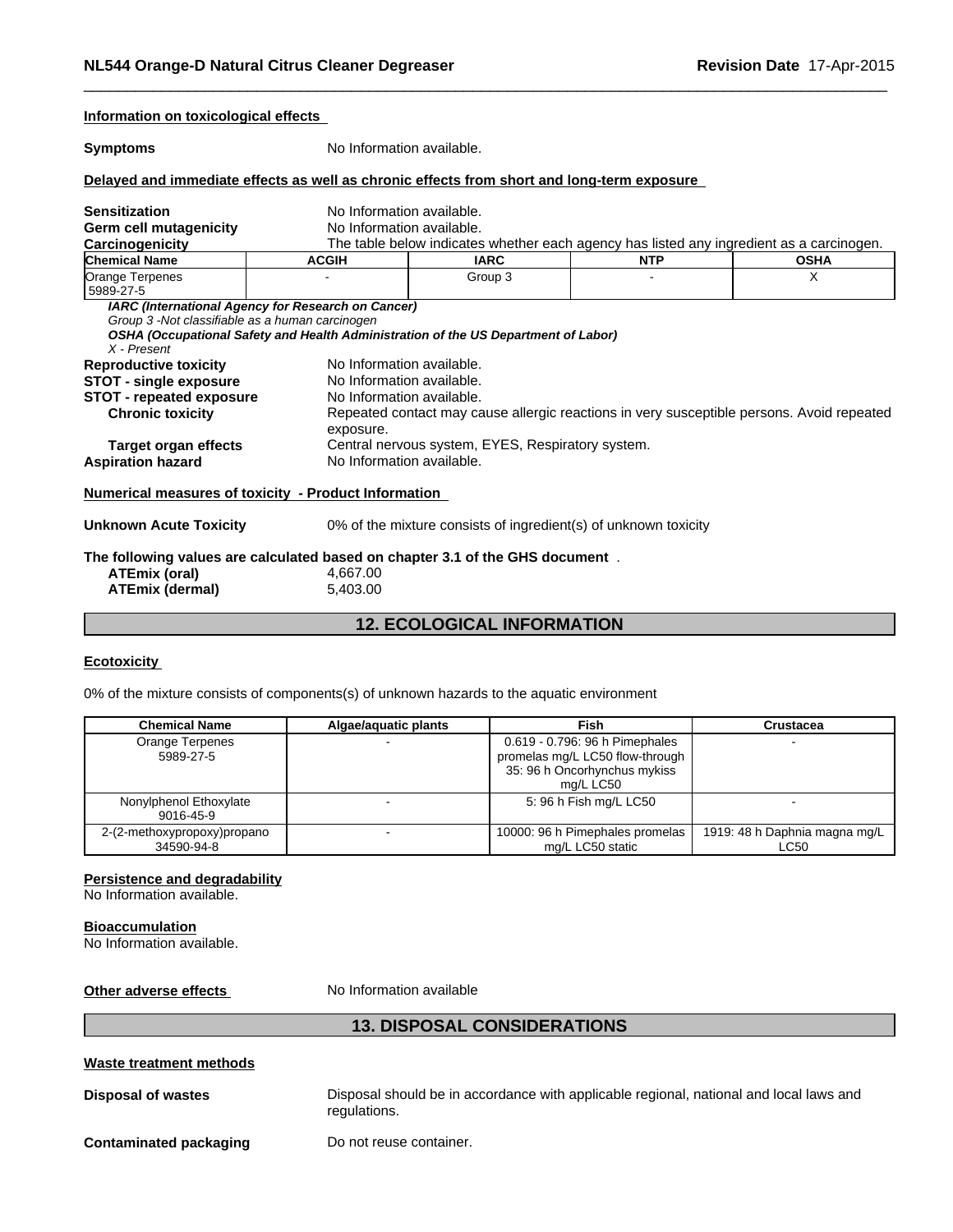**Information on toxicological effects**

**Symptoms** No Information available.

**Delayed and immediate effects as well as chronic effects from short and long-term exposure**

**Sensitization** No Information available.
**Germ cell mutagenicity** No Information available.
**Carcinogenicity** The table below indicates whether each agency has listed any ingredient as a carcinogen.

| Chemical Name | ACGIH | IARC | NTP | OSHA |
|---|---|---|---|---|
| Orange Terpenes<br>5989-27-5 | - | Group 3 | - | X |

***IARC (International Agency for Research on Cancer)***
*Group 3 -Not classifiable as a human carcinogen*
***OSHA (Occupational Safety and Health Administration of the US Department of Labor)***
*X - Present*

**Reproductive toxicity** No Information available.
**STOT - single exposure** No Information available.
**STOT - repeated exposure** No Information available.
**Chronic toxicity** Repeated contact may cause allergic reactions in very susceptible persons. Avoid repeated exposure.
**Target organ effects** Central nervous system, EYES, Respiratory system.
**Aspiration hazard** No Information available.

**Numerical measures of toxicity - Product Information**

**Unknown Acute Toxicity** 0% of the mixture consists of ingredient(s) of unknown toxicity

**The following values are calculated based on chapter 3.1 of the GHS document** .
**ATEmix (oral)** 4,667.00
**ATEmix (dermal)** 5,403.00

## 12. ECOLOGICAL INFORMATION

**Ecotoxicity**

0% of the mixture consists of components(s) of unknown hazards to the aquatic environment

| Chemical Name | Algae/aquatic plants | Fish | Crustacea |
|---|---|---|---|
| Orange Terpenes<br>5989-27-5 | - | 0.619 - 0.796: 96 h Pimephales promelas mg/L LC50 flow-through 35: 96 h Oncorhynchus mykiss mg/L LC50 | - |
| Nonylphenol Ethoxylate<br>9016-45-9 | - | 5: 96 h Fish mg/L LC50 | - |
| 2-(2-methoxypropoxy)propano<br>34590-94-8 | - | 10000: 96 h Pimephales promelas mg/L LC50 static | 1919: 48 h Daphnia magna mg/L LC50 |

**Persistence and degradability**
No Information available.

**Bioaccumulation**
No Information available.

**Other adverse effects** No Information available

## 13. DISPOSAL CONSIDERATIONS

**Waste treatment methods**

**Disposal of wastes** Disposal should be in accordance with applicable regional, national and local laws and regulations.

**Contaminated packaging** Do not reuse container.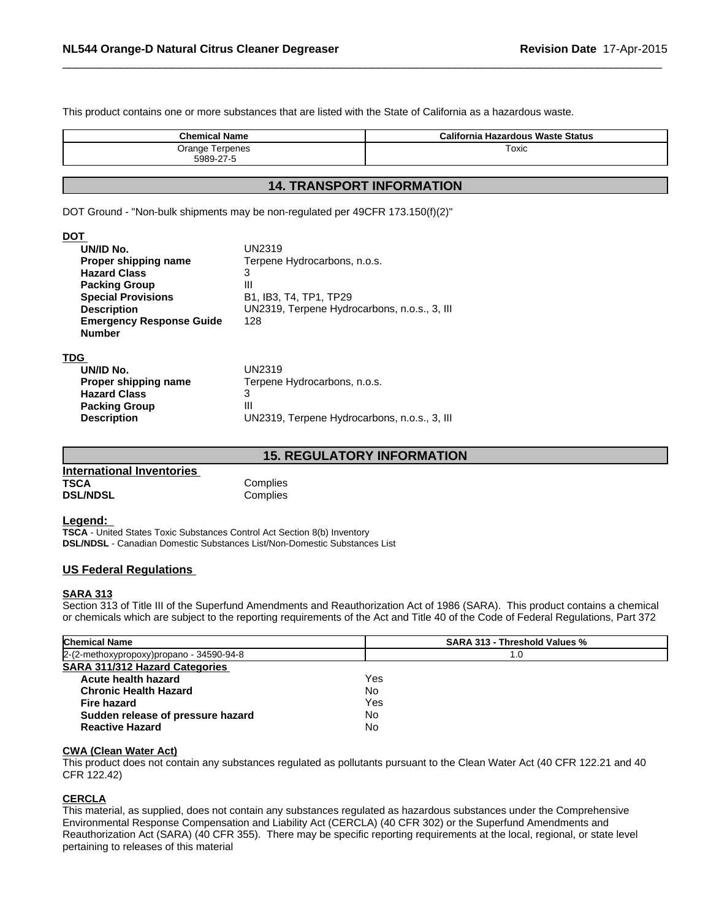This product contains one or more substances that are listed with the State of California as a hazardous waste.

| Chemical Name | California Hazardous Waste Status |
|---|---|
| Orange Terpenes 5989-27-5 | Toxic |

## 14. TRANSPORT INFORMATION

DOT Ground - "Non-bulk shipments may be non-regulated per 49CFR 173.150(f)(2)"

**DOT**

| | |
|---|---|
| **UN/ID No.** | UN2319 |
| **Proper shipping name** | Terpene Hydrocarbons, n.o.s. |
| **Hazard Class** | 3 |
| **Packing Group** | III |
| **Special Provisions** | B1, IB3, T4, TP1, TP29 |
| **Description** | UN2319, Terpene Hydrocarbons, n.o.s., 3, III |
| **Emergency Response Guide Number** | 128 |

**TDG**

| | |
|---|---|
| **UN/ID No.** | UN2319 |
| **Proper shipping name** | Terpene Hydrocarbons, n.o.s. |
| **Hazard Class** | 3 |
| **Packing Group** | III |
| **Description** | UN2319, Terpene Hydrocarbons, n.o.s., 3, III |

## 15. REGULATORY INFORMATION

**International Inventories**

| | |
|---|---|
| **TSCA** | Complies |
| **DSL/NDSL** | Complies |

**Legend:**

**TSCA** - United States Toxic Substances Control Act Section 8(b) Inventory
**DSL/NDSL** - Canadian Domestic Substances List/Non-Domestic Substances List

### US Federal Regulations

**SARA 313**

Section 313 of Title III of the Superfund Amendments and Reauthorization Act of 1986 (SARA). This product contains a chemical or chemicals which are subject to the reporting requirements of the Act and Title 40 of the Code of Federal Regulations, Part 372

| Chemical Name | SARA 313 - Threshold Values % |
|---|---|
| 2-(2-methoxypropoxy)propano - 34590-94-8 | 1.0 |

**SARA 311/312 Hazard Categories**

| | |
|---|---|
| **Acute health hazard** | Yes |
| **Chronic Health Hazard** | No |
| **Fire hazard** | Yes |
| **Sudden release of pressure hazard** | No |
| **Reactive Hazard** | No |

**CWA (Clean Water Act)**

This product does not contain any substances regulated as pollutants pursuant to the Clean Water Act (40 CFR 122.21 and 40 CFR 122.42)

**CERCLA**

This material, as supplied, does not contain any substances regulated as hazardous substances under the Comprehensive Environmental Response Compensation and Liability Act (CERCLA) (40 CFR 302) or the Superfund Amendments and Reauthorization Act (SARA) (40 CFR 355). There may be specific reporting requirements at the local, regional, or state level pertaining to releases of this material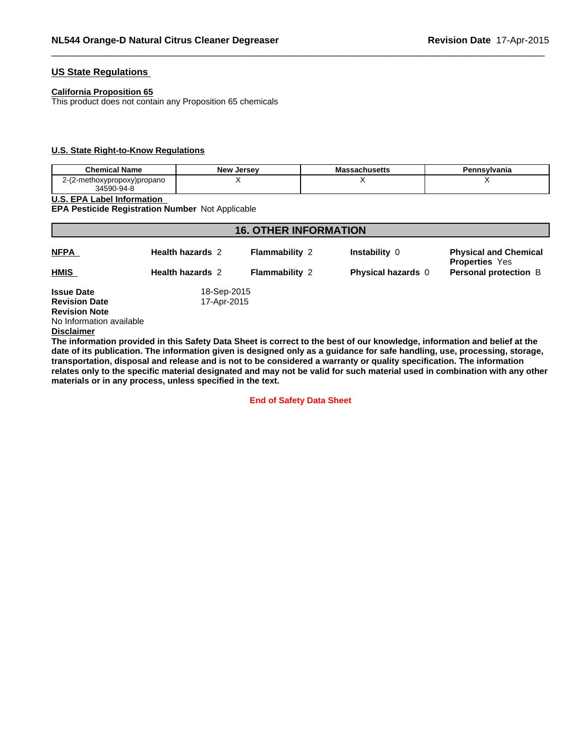## US State Regulations

**California Proposition 65**

This product does not contain any Proposition 65 chemicals

**U.S. State Right-to-Know Regulations**

| Chemical Name | New Jersey | Massachusetts | Pennsylvania |
|---|---|---|---|
| 2-(2-methoxypropoxy)propano 34590-94-8 | X | X | X |

**U.S. EPA Label Information**

**EPA Pesticide Registration Number** Not Applicable

## 16. OTHER INFORMATION

| | | | | |
|---|---|---|---|---|
| **NFPA** | **Health hazards** 2 | **Flammability** 2 | **Instability** 0 | **Physical and Chemical Properties** Yes |
| **HMIS** | **Health hazards** 2 | **Flammability** 2 | **Physical hazards** 0 | **Personal protection** B |

**Issue Date** 18-Sep-2015

**Revision Date** 17-Apr-2015

**Revision Note**

No Information available

**Disclaimer**

**The information provided in this Safety Data Sheet is correct to the best of our knowledge, information and belief at the date of its publication. The information given is designed only as a guidance for safe handling, use, processing, storage, transportation, disposal and release and is not to be considered a warranty or quality specification. The information relates only to the specific material designated and may not be valid for such material used in combination with any other materials or in any process, unless specified in the text.**

**End of Safety Data Sheet**